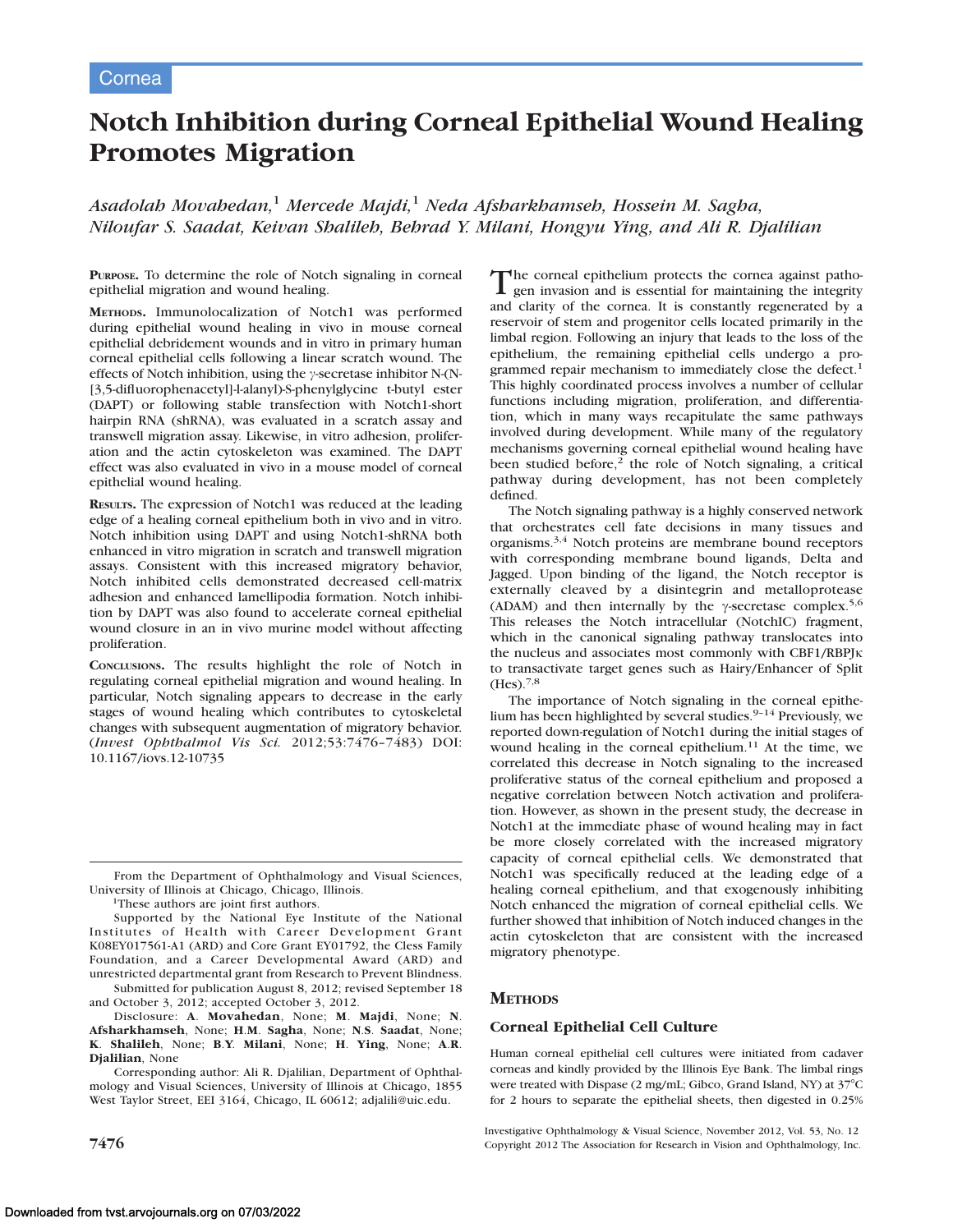Cornea

# Notch Inhibition during Corneal Epithelial Wound Healing Promotes Migration

*Asadolah Movahedan,[1] Mercede Majdi,[1] Neda Afsharkhamseh, Hossein M. Sagha, Niloufar S. Saadat, Keivan Shalileh, Behrad Y. Milani, Hongyu Ying, and Ali R. Djalilian*

**PURPOSE.** To determine the role of Notch signaling in corneal epithelial migration and wound healing.

**METHODS.** Immunolocalization of Notch1 was performed during epithelial wound healing in vivo in mouse corneal epithelial debridement wounds and in vitro in primary human corneal epithelial cells following a linear scratch wound. The effects of Notch inhibition, using the γ-secretase inhibitor N-(N-[3,5-difluorophenacetyl]-l-alanyl)-S-phenylglycine t-butyl ester (DAPT) or following stable transfection with Notch1-short hairpin RNA (shRNA), was evaluated in a scratch assay and transwell migration assay. Likewise, in vitro adhesion, proliferation and the actin cytoskeleton was examined. The DAPT effect was also evaluated in vivo in a mouse model of corneal epithelial wound healing.

**RESULTS.** The expression of Notch1 was reduced at the leading edge of a healing corneal epithelium both in vivo and in vitro. Notch inhibition using DAPT and using Notch1-shRNA both enhanced in vitro migration in scratch and transwell migration assays. Consistent with this increased migratory behavior, Notch inhibited cells demonstrated decreased cell-matrix adhesion and enhanced lamellipodia formation. Notch inhibition by DAPT was also found to accelerate corneal epithelial wound closure in an in vivo murine model without affecting proliferation.

**CONCLUSIONS.** The results highlight the role of Notch in regulating corneal epithelial migration and wound healing. In particular, Notch signaling appears to decrease in the early stages of wound healing which contributes to cytoskeletal changes with subsequent augmentation of migratory behavior. (*Invest Ophthalmol Vis Sci.* 2012;53:7476–7483) DOI: 10.1167/iovs.12-10735

The corneal epithelium protects the cornea against pathogen invasion and is essential for maintaining the integrity and clarity of the cornea. It is constantly regenerated by a reservoir of stem and progenitor cells located primarily in the limbal region. Following an injury that leads to the loss of the epithelium, the remaining epithelial cells undergo a programmed repair mechanism to immediately close the defect.[1] This highly coordinated process involves a number of cellular functions including migration, proliferation, and differentiation, which in many ways recapitulate the same pathways involved during development. While many of the regulatory mechanisms governing corneal epithelial wound healing have been studied before,[2] the role of Notch signaling, a critical pathway during development, has not been completely defined.

The Notch signaling pathway is a highly conserved network that orchestrates cell fate decisions in many tissues and organisms.[3,4] Notch proteins are membrane bound receptors with corresponding membrane bound ligands, Delta and Jagged. Upon binding of the ligand, the Notch receptor is externally cleaved by a disintegrin and metalloprotease (ADAM) and then internally by the γ-secretase complex.[5,6] This releases the Notch intracellular (NotchIC) fragment, which in the canonical signaling pathway translocates into the nucleus and associates most commonly with CBF1/RBPJκ to transactivate target genes such as Hairy/Enhancer of Split (Hes).[7,8]

The importance of Notch signaling in the corneal epithelium has been highlighted by several studies.[9–14] Previously, we reported down-regulation of Notch1 during the initial stages of wound healing in the corneal epithelium.[11] At the time, we correlated this decrease in Notch signaling to the increased proliferative status of the corneal epithelium and proposed a negative correlation between Notch activation and proliferation. However, as shown in the present study, the decrease in Notch1 at the immediate phase of wound healing may in fact be more closely correlated with the increased migratory capacity of corneal epithelial cells. We demonstrated that Notch1 was specifically reduced at the leading edge of a healing corneal epithelium, and that exogenously inhibiting Notch enhanced the migration of corneal epithelial cells. We further showed that inhibition of Notch induced changes in the actin cytoskeleton that are consistent with the increased migratory phenotype.

## METHODS

### Corneal Epithelial Cell Culture

Human corneal epithelial cell cultures were initiated from cadaver corneas and kindly provided by the Illinois Eye Bank. The limbal rings were treated with Dispase (2 mg/mL; Gibco, Grand Island, NY) at 37°C for 2 hours to separate the epithelial sheets, then digested in 0.25%

---

From the Department of Ophthalmology and Visual Sciences, University of Illinois at Chicago, Chicago, Illinois.

[1]These authors are joint first authors.

Supported by the National Eye Institute of the National Institutes of Health with Career Development Grant K08EY017561-A1 (ARD) and Core Grant EY01792, the Cless Family Foundation, and a Career Developmental Award (ARD) and unrestricted departmental grant from Research to Prevent Blindness.

Submitted for publication August 8, 2012; revised September 18 and October 3, 2012; accepted October 3, 2012.

Disclosure: **A. Movahedan**, None; **M. Majdi**, None; **N. Afsharkhamseh**, None; **H.M. Sagha**, None; **N.S. Saadat**, None; **K. Shalileh**, None; **B.Y. Milani**, None; **H. Ying**, None; **A.R. Djalilian**, None

Corresponding author: Ali R. Djalilian, Department of Ophthalmology and Visual Sciences, University of Illinois at Chicago, 1855 West Taylor Street, EEI 3164, Chicago, IL 60612; adjalili@uic.edu.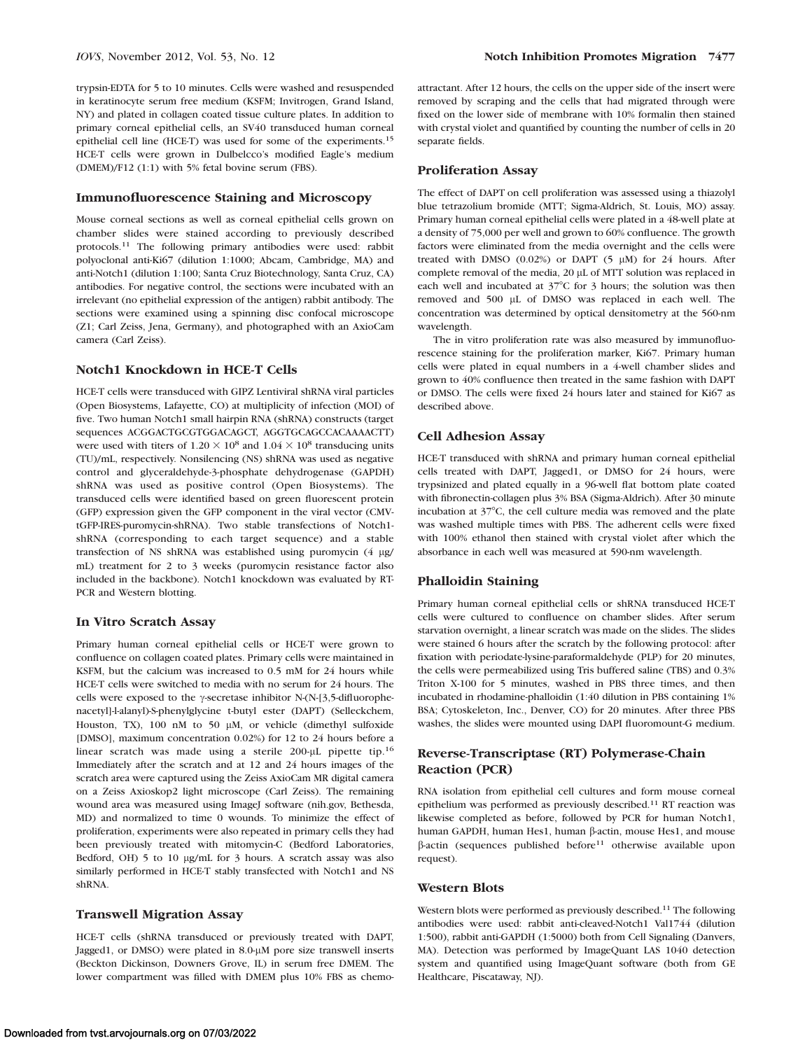trypsin-EDTA for 5 to 10 minutes. Cells were washed and resuspended in keratinocyte serum free medium (KSFM; Invitrogen, Grand Island, NY) and plated in collagen coated tissue culture plates. In addition to primary corneal epithelial cells, an SV40 transduced human corneal epithelial cell line (HCE-T) was used for some of the experiments.[15] HCE-T cells were grown in Dulbelcco's modified Eagle's medium (DMEM)/F12 (1:1) with 5% fetal bovine serum (FBS).

## Immunofluorescence Staining and Microscopy

Mouse corneal sections as well as corneal epithelial cells grown on chamber slides were stained according to previously described protocols.[11] The following primary antibodies were used: rabbit polyoclonal anti-Ki67 (dilution 1:1000; Abcam, Cambridge, MA) and anti-Notch1 (dilution 1:100; Santa Cruz Biotechnology, Santa Cruz, CA) antibodies. For negative control, the sections were incubated with an irrelevant (no epithelial expression of the antigen) rabbit antibody. The sections were examined using a spinning disc confocal microscope (Z1; Carl Zeiss, Jena, Germany), and photographed with an AxioCam camera (Carl Zeiss).

## Notch1 Knockdown in HCE-T Cells

HCE-T cells were transduced with GIPZ Lentiviral shRNA viral particles (Open Biosystems, Lafayette, CO) at multiplicity of infection (MOI) of five. Two human Notch1 small hairpin RNA (shRNA) constructs (target sequences ACGGACTGCGTGGACAGCT, AGGTGCAGCCACAAAACTT) were used with titers of $1.20 \times 10^8$ and $1.04 \times 10^8$ transducing units (TU)/mL, respectively. Nonsilencing (NS) shRNA was used as negative control and glyceraldehyde-3-phosphate dehydrogenase (GAPDH) shRNA was used as positive control (Open Biosystems). The transduced cells were identified based on green fluorescent protein (GFP) expression given the GFP component in the viral vector (CMV-tGFP-IRES-puromycin-shRNA). Two stable transfections of Notch1-shRNA (corresponding to each target sequence) and a stable transfection of NS shRNA was established using puromycin (4 μg/mL) treatment for 2 to 3 weeks (puromycin resistance factor also included in the backbone). Notch1 knockdown was evaluated by RT-PCR and Western blotting.

## In Vitro Scratch Assay

Primary human corneal epithelial cells or HCE-T were grown to confluence on collagen coated plates. Primary cells were maintained in KSFM, but the calcium was increased to 0.5 mM for 24 hours while HCE-T cells were switched to media with no serum for 24 hours. The cells were exposed to the γ-secretase inhibitor N-(N-[3,5-difluorophenacetyl]-l-alanyl)-S-phenylglycine t-butyl ester (DAPT) (Selleckchem, Houston, TX), 100 nM to 50 μM, or vehicle (dimethyl sulfoxide [DMSO], maximum concentration 0.02%) for 12 to 24 hours before a linear scratch was made using a sterile 200-μL pipette tip.[16] Immediately after the scratch and at 12 and 24 hours images of the scratch area were captured using the Zeiss AxioCam MR digital camera on a Zeiss Axioskop2 light microscope (Carl Zeiss). The remaining wound area was measured using ImageJ software (nih.gov, Bethesda, MD) and normalized to time 0 wounds. To minimize the effect of proliferation, experiments were also repeated in primary cells they had been previously treated with mitomycin-C (Bedford Laboratories, Bedford, OH) 5 to 10 μg/mL for 3 hours. A scratch assay was also similarly performed in HCE-T stably transfected with Notch1 and NS shRNA.

## Transwell Migration Assay

HCE-T cells (shRNA transduced or previously treated with DAPT, Jagged1, or DMSO) were plated in 8.0-μM pore size transwell inserts (Beckton Dickinson, Downers Grove, IL) in serum free DMEM. The lower compartment was filled with DMEM plus 10% FBS as chemoattractant. After 12 hours, the cells on the upper side of the insert were removed by scraping and the cells that had migrated through were fixed on the lower side of membrane with 10% formalin then stained with crystal violet and quantified by counting the number of cells in 20 separate fields.

## Proliferation Assay

The effect of DAPT on cell proliferation was assessed using a thiazolyl blue tetrazolium bromide (MTT; Sigma-Aldrich, St. Louis, MO) assay. Primary human corneal epithelial cells were plated in a 48-well plate at a density of 75,000 per well and grown to 60% confluence. The growth factors were eliminated from the media overnight and the cells were treated with DMSO (0.02%) or DAPT (5 μM) for 24 hours. After complete removal of the media, 20 μL of MTT solution was replaced in each well and incubated at 37°C for 3 hours; the solution was then removed and 500 μL of DMSO was replaced in each well. The concentration was determined by optical densitometry at the 560-nm wavelength.

The in vitro proliferation rate was also measured by immunofluorescence staining for the proliferation marker, Ki67. Primary human cells were plated in equal numbers in a 4-well chamber slides and grown to 40% confluence then treated in the same fashion with DAPT or DMSO. The cells were fixed 24 hours later and stained for Ki67 as described above.

## Cell Adhesion Assay

HCE-T transduced with shRNA and primary human corneal epithelial cells treated with DAPT, Jagged1, or DMSO for 24 hours, were trypsinized and plated equally in a 96-well flat bottom plate coated with fibronectin-collagen plus 3% BSA (Sigma-Aldrich). After 30 minute incubation at 37°C, the cell culture media was removed and the plate was washed multiple times with PBS. The adherent cells were fixed with 100% ethanol then stained with crystal violet after which the absorbance in each well was measured at 590-nm wavelength.

## Phalloidin Staining

Primary human corneal epithelial cells or shRNA transduced HCE-T cells were cultured to confluence on chamber slides. After serum starvation overnight, a linear scratch was made on the slides. The slides were stained 6 hours after the scratch by the following protocol: after fixation with periodate-lysine-paraformaldehyde (PLP) for 20 minutes, the cells were permeabilized using Tris buffered saline (TBS) and 0.3% Triton X-100 for 5 minutes, washed in PBS three times, and then incubated in rhodamine-phalloidin (1:40 dilution in PBS containing 1% BSA; Cytoskeleton, Inc., Denver, CO) for 20 minutes. After three PBS washes, the slides were mounted using DAPI fluoromount-G medium.

## Reverse-Transcriptase (RT) Polymerase-Chain Reaction (PCR)

RNA isolation from epithelial cell cultures and form mouse corneal epithelium was performed as previously described.[11] RT reaction was likewise completed as before, followed by PCR for human Notch1, human GAPDH, human Hes1, human β-actin, mouse Hes1, and mouse β-actin (sequences published before[11] otherwise available upon request).

## Western Blots

Western blots were performed as previously described.[11] The following antibodies were used: rabbit anti-cleaved-Notch1 Val1744 (dilution 1:500), rabbit anti-GAPDH (1:5000) both from Cell Signaling (Danvers, MA). Detection was performed by ImageQuant LAS 1040 detection system and quantified using ImageQuant software (both from GE Healthcare, Piscataway, NJ).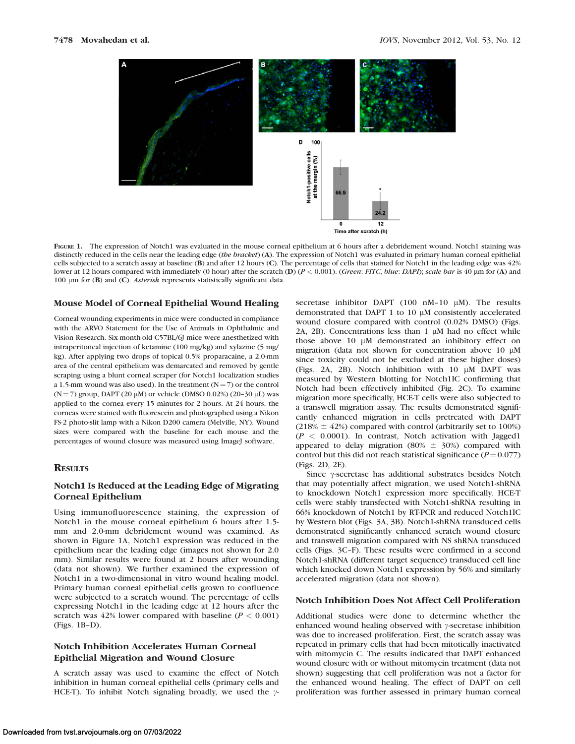**Figure 1.** The expression of Notch1 was evaluated in the mouse corneal epithelium at 6 hours after a debridement wound. Notch1 staining was distinctly reduced in the cells near the leading edge (*the bracket*) (**A**). The expression of Notch1 was evaluated in primary human corneal epithelial cells subjected to a scratch assay at baseline (**B**) and after 12 hours (**C**). The percentage of cells that stained for Notch1 in the leading edge was 42% lower at 12 hours compared with immediately (0 hour) after the scratch (**D**) ($P < 0.001$). (*Green*: *FITC*, *blue*: *DAPI*); *scale bar* is 40 μm for (**A**) and 100 μm for (**B**) and (**C**). *Asterisk* represents statistically significant data.

### Mouse Model of Corneal Epithelial Wound Healing

Corneal wounding experiments in mice were conducted in compliance with the ARVO Statement for the Use of Animals in Ophthalmic and Vision Research. Six-month-old C57BL/6J mice were anesthetized with intraperitoneal injection of ketamine (100 mg/kg) and xylazine (5 mg/kg). After applying two drops of topical 0.5% proparacaine, a 2.0-mm area of the central epithelium was demarcated and removed by gentle scraping using a blunt corneal scraper (for Notch1 localization studies a 1.5-mm wound was also used). In the treatment (N = 7) or the control (N = 7) group, DAPT (20 μM) or vehicle (DMSO 0.02%) (20–30 μL) was applied to the cornea every 15 minutes for 2 hours. At 24 hours, the corneas were stained with fluorescein and photographed using a Nikon FS-2 photo-slit lamp with a Nikon D200 camera (Melville, NY). Wound sizes were compared with the baseline for each mouse and the percentages of wound closure was measured using ImageJ software.

## Results

### Notch1 Is Reduced at the Leading Edge of Migrating Corneal Epithelium

Using immunofluorescence staining, the expression of Notch1 in the mouse corneal epithelium 6 hours after 1.5-mm and 2.0-mm debridement wound was examined. As shown in Figure 1A, Notch1 expression was reduced in the epithelium near the leading edge (images not shown for 2.0 mm). Similar results were found at 2 hours after wounding (data not shown). We further examined the expression of Notch1 in a two-dimensional in vitro wound healing model. Primary human corneal epithelial cells grown to confluence were subjected to a scratch wound. The percentage of cells expressing Notch1 in the leading edge at 12 hours after the scratch was 42% lower compared with baseline ($P < 0.001$) (Figs. 1B–D).

### Notch Inhibition Accelerates Human Corneal Epithelial Migration and Wound Closure

A scratch assay was used to examine the effect of Notch inhibition in human corneal epithelial cells (primary cells and HCE-T). To inhibit Notch signaling broadly, we used the γ-secretase inhibitor DAPT (100 nM–10 μM). The results demonstrated that DAPT 1 to 10 μM consistently accelerated wound closure compared with control (0.02% DMSO) (Figs. 2A, 2B). Concentrations less than 1 μM had no effect while those above 10 μM demonstrated an inhibitory effect on migration (data not shown for concentration above 10 μM since toxicity could not be excluded at these higher doses) (Figs. 2A, 2B). Notch inhibition with 10 μM DAPT was measured by Western blotting for Notch1IC confirming that Notch had been effectively inhibited (Fig. 2C). To examine migration more specifically, HCE-T cells were also subjected to a transwell migration assay. The results demonstrated significantly enhanced migration in cells pretreated with DAPT (218% ± 42%) compared with control (arbitrarily set to 100%) ($P < 0.0001$). In contrast, Notch activation with Jagged1 appeared to delay migration (80% ± 30%) compared with control but this did not reach statistical significance ($P = 0.077$) (Figs. 2D, 2E).

Since γ-secretase has additional substrates besides Notch that may potentially affect migration, we used Notch1-shRNA to knockdown Notch1 expression more specifically. HCE-T cells were stably transfected with Notch1-shRNA resulting in 66% knockdown of Notch1 by RT-PCR and reduced Notch1IC by Western blot (Figs. 3A, 3B). Notch1-shRNA transduced cells demonstrated significantly enhanced scratch wound closure and transwell migration compared with NS shRNA transduced cells (Figs. 3C–F). These results were confirmed in a second Notch1-shRNA (different target sequence) transduced cell line which knocked down Notch1 expression by 56% and similarly accelerated migration (data not shown).

### Notch Inhibition Does Not Affect Cell Proliferation

Additional studies were done to determine whether the enhanced wound healing observed with γ-secretase inhibition was due to increased proliferation. First, the scratch assay was repeated in primary cells that had been mitotically inactivated with mitomycin C. The results indicated that DAPT enhanced wound closure with or without mitomycin treatment (data not shown) suggesting that cell proliferation was not a factor for the enhanced wound healing. The effect of DAPT on cell proliferation was further assessed in primary human corneal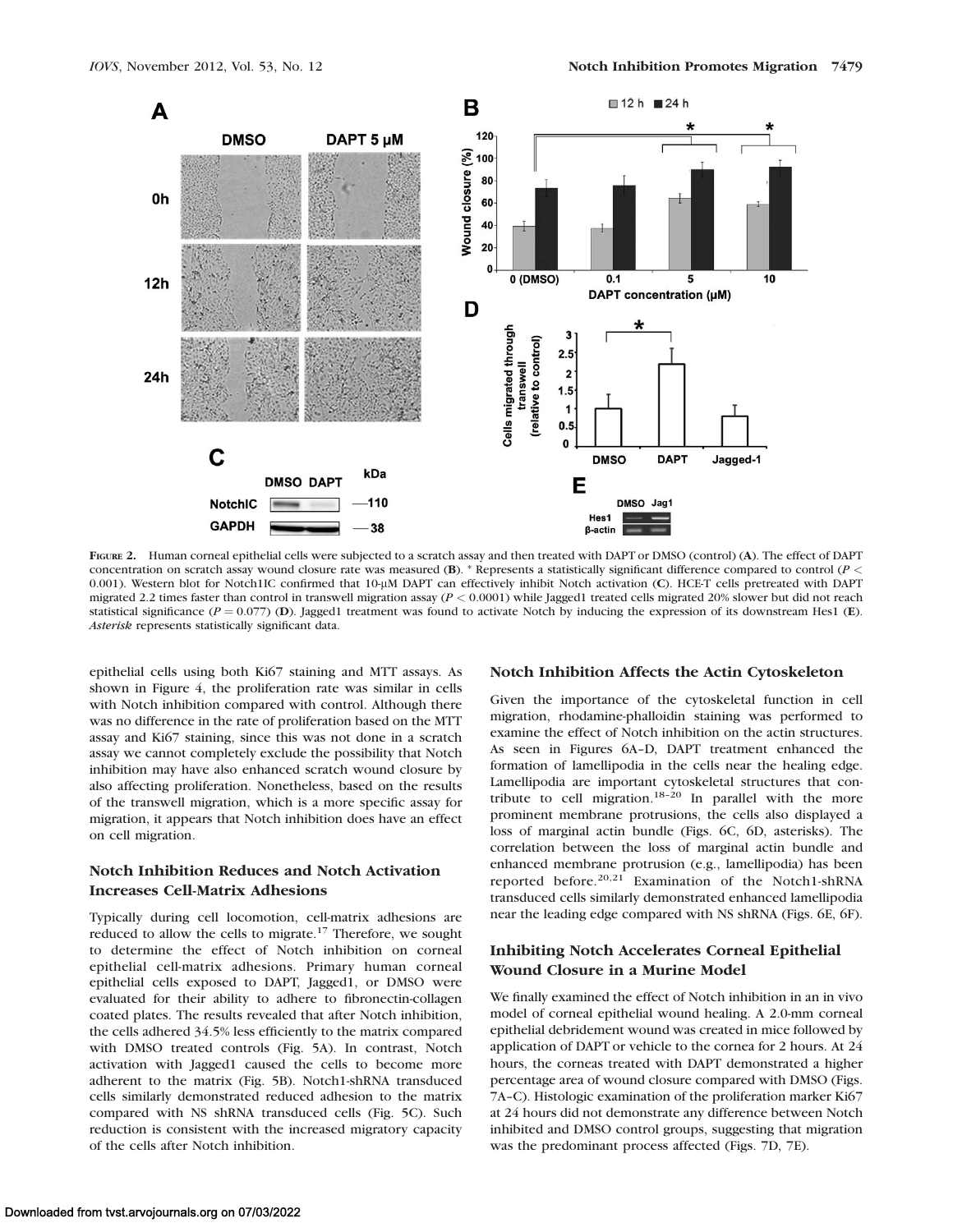**Figure 2.** Human corneal epithelial cells were subjected to a scratch assay and then treated with DAPT or DMSO (control) (**A**). The effect of DAPT concentration on scratch assay wound closure rate was measured (**B**). * Represents a statistically significant difference compared to control ($P < 0.001$). Western blot for Notch1IC confirmed that 10-μM DAPT can effectively inhibit Notch activation (**C**). HCE-T cells pretreated with DAPT migrated 2.2 times faster than control in transwell migration assay ($P < 0.0001$) while Jagged1 treated cells migrated 20% slower but did not reach statistical significance ($P = 0.077$) (**D**). Jagged1 treatment was found to activate Notch by inducing the expression of its downstream Hes1 (**E**). *Asterisk* represents statistically significant data.

epithelial cells using both Ki67 staining and MTT assays. As shown in Figure 4, the proliferation rate was similar in cells with Notch inhibition compared with control. Although there was no difference in the rate of proliferation based on the MTT assay and Ki67 staining, since this was not done in a scratch assay we cannot completely exclude the possibility that Notch inhibition may have also enhanced scratch wound closure by also affecting proliferation. Nonetheless, based on the results of the transwell migration, which is a more specific assay for migration, it appears that Notch inhibition does have an effect on cell migration.

### Notch Inhibition Reduces and Notch Activation Increases Cell-Matrix Adhesions

Typically during cell locomotion, cell-matrix adhesions are reduced to allow the cells to migrate.[17] Therefore, we sought to determine the effect of Notch inhibition on corneal epithelial cell-matrix adhesions. Primary human corneal epithelial cells exposed to DAPT, Jagged1, or DMSO were evaluated for their ability to adhere to fibronectin-collagen coated plates. The results revealed that after Notch inhibition, the cells adhered 34.5% less efficiently to the matrix compared with DMSO treated controls (Fig. 5A). In contrast, Notch activation with Jagged1 caused the cells to become more adherent to the matrix (Fig. 5B). Notch1-shRNA transduced cells similarly demonstrated reduced adhesion to the matrix compared with NS shRNA transduced cells (Fig. 5C). Such reduction is consistent with the increased migratory capacity of the cells after Notch inhibition.

### Notch Inhibition Affects the Actin Cytoskeleton

Given the importance of the cytoskeletal function in cell migration, rhodamine-phalloidin staining was performed to examine the effect of Notch inhibition on the actin structures. As seen in Figures 6A–D, DAPT treatment enhanced the formation of lamellipodia in the cells near the healing edge. Lamellipodia are important cytoskeletal structures that contribute to cell migration.[18–20] In parallel with the more prominent membrane protrusions, the cells also displayed a loss of marginal actin bundle (Figs. 6C, 6D, asterisks). The correlation between the loss of marginal actin bundle and enhanced membrane protrusion (e.g., lamellipodia) has been reported before.[20,21] Examination of the Notch1-shRNA transduced cells similarly demonstrated enhanced lamellipodia near the leading edge compared with NS shRNA (Figs. 6E, 6F).

### Inhibiting Notch Accelerates Corneal Epithelial Wound Closure in a Murine Model

We finally examined the effect of Notch inhibition in an in vivo model of corneal epithelial wound healing. A 2.0-mm corneal epithelial debridement wound was created in mice followed by application of DAPT or vehicle to the cornea for 2 hours. At 24 hours, the corneas treated with DAPT demonstrated a higher percentage area of wound closure compared with DMSO (Figs. 7A–C). Histologic examination of the proliferation marker Ki67 at 24 hours did not demonstrate any difference between Notch inhibited and DMSO control groups, suggesting that migration was the predominant process affected (Figs. 7D, 7E).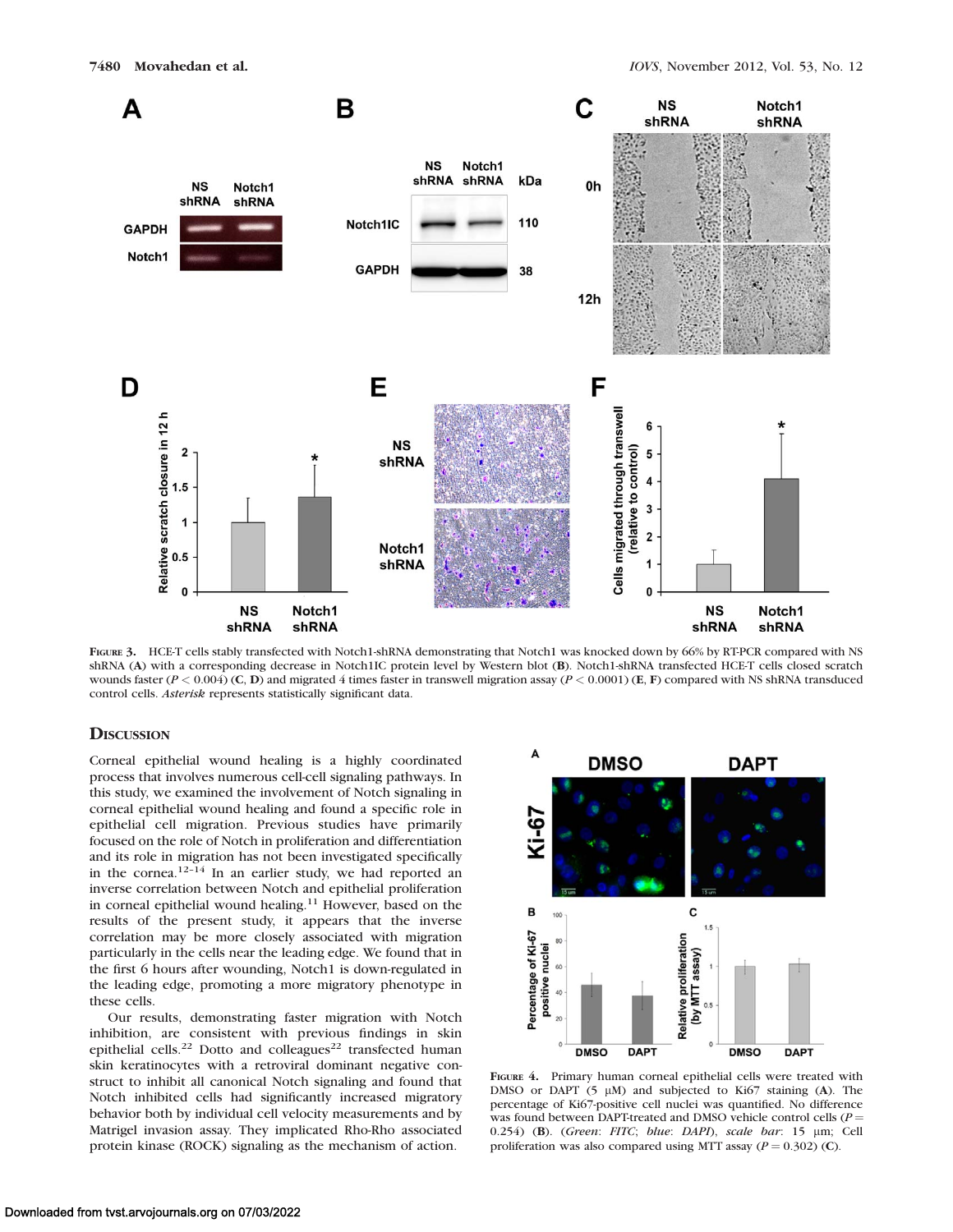**Figure 3.** HCE-T cells stably transfected with Notch1-shRNA demonstrating that Notch1 was knocked down by 66% by RT-PCR compared with NS shRNA (**A**) with a corresponding decrease in Notch1IC protein level by Western blot (**B**). Notch1-shRNA transfected HCE-T cells closed scratch wounds faster ($P < 0.004$) (**C**, **D**) and migrated 4 times faster in transwell migration assay ($P < 0.0001$) (**E**, **F**) compared with NS shRNA transduced control cells. *Asterisk* represents statistically significant data.

## Discussion

Corneal epithelial wound healing is a highly coordinated process that involves numerous cell-cell signaling pathways. In this study, we examined the involvement of Notch signaling in corneal epithelial wound healing and found a specific role in epithelial cell migration. Previous studies have primarily focused on the role of Notch in proliferation and differentiation and its role in migration has not been investigated specifically in the cornea.[12–14] In an earlier study, we had reported an inverse correlation between Notch and epithelial proliferation in corneal epithelial wound healing.[11] However, based on the results of the present study, it appears that the inverse correlation may be more closely associated with migration particularly in the cells near the leading edge. We found that in the first 6 hours after wounding, Notch1 is down-regulated in the leading edge, promoting a more migratory phenotype in these cells.

Our results, demonstrating faster migration with Notch inhibition, are consistent with previous findings in skin epithelial cells.[22] Dotto and colleagues[22] transfected human skin keratinocytes with a retroviral dominant negative construct to inhibit all canonical Notch signaling and found that Notch inhibited cells had significantly increased migratory behavior both by individual cell velocity measurements and by Matrigel invasion assay. They implicated Rho-Rho associated protein kinase (ROCK) signaling as the mechanism of action.

**Figure 4.** Primary human corneal epithelial cells were treated with DMSO or DAPT (5 μM) and subjected to Ki67 staining (**A**). The percentage of Ki67-positive cell nuclei was quantified. No difference was found between DAPT-treated and DMSO vehicle control cells ($P = 0.254$) (**B**). (*Green*: *FITC*; *blue*: *DAPI*), *scale bar*: 15 μm; Cell proliferation was also compared using MTT assay ($P = 0.302$) (**C**).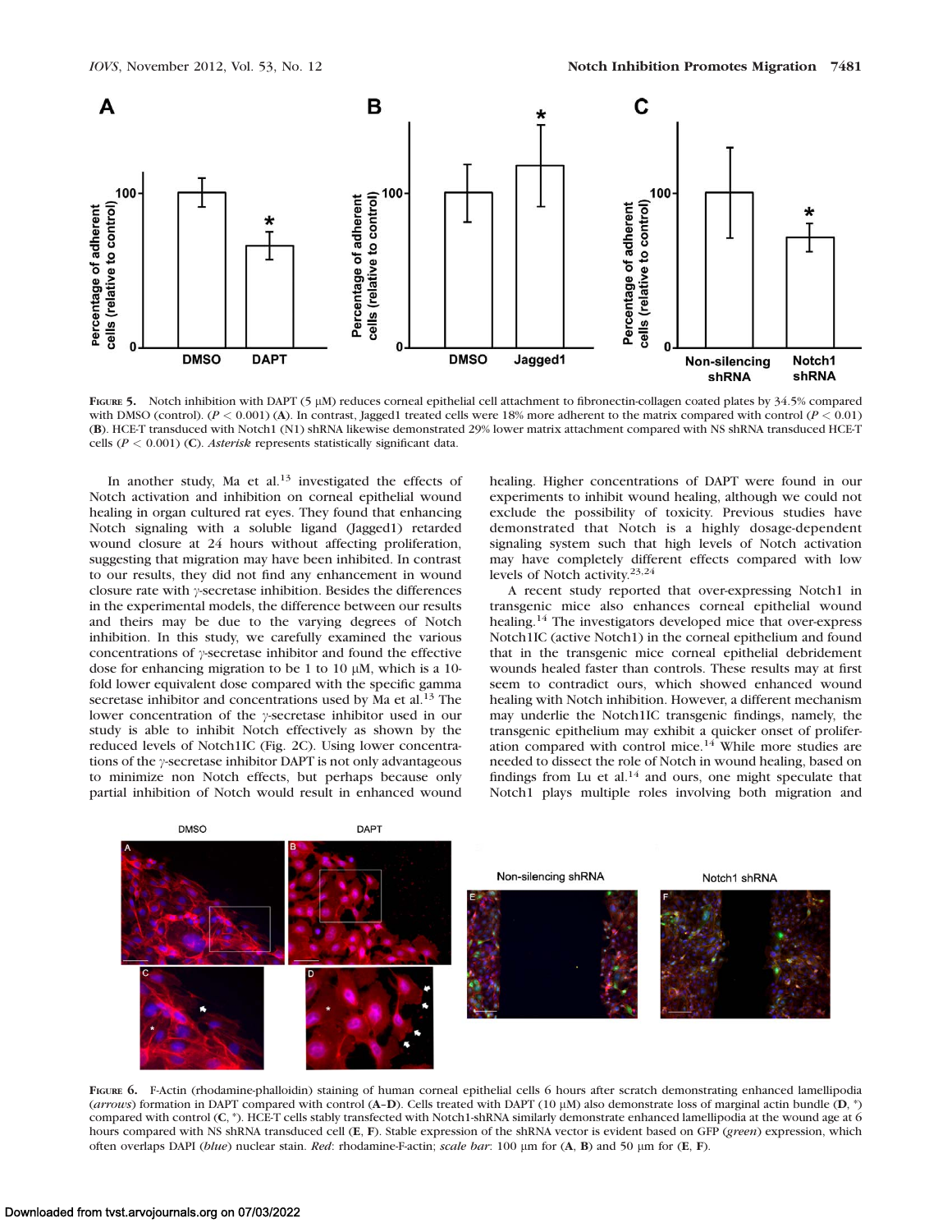**Figure 5.** Notch inhibition with DAPT (5 μM) reduces corneal epithelial cell attachment to fibronectin-collagen coated plates by 34.5% compared with DMSO (control). ($P < 0.001$) (**A**). In contrast, Jagged1 treated cells were 18% more adherent to the matrix compared with control ($P < 0.01$) (**B**). HCE-T transduced with Notch1 (N1) shRNA likewise demonstrated 29% lower matrix attachment compared with NS shRNA transduced HCE-T cells ($P < 0.001$) (**C**). *Asterisk* represents statistically significant data.

In another study, Ma et al.[13] investigated the effects of Notch activation and inhibition on corneal epithelial wound healing in organ cultured rat eyes. They found that enhancing Notch signaling with a soluble ligand (Jagged1) retarded wound closure at 24 hours without affecting proliferation, suggesting that migration may have been inhibited. In contrast to our results, they did not find any enhancement in wound closure rate with γ-secretase inhibition. Besides the differences in the experimental models, the difference between our results and theirs may be due to the varying degrees of Notch inhibition. In this study, we carefully examined the various concentrations of γ-secretase inhibitor and found the effective dose for enhancing migration to be 1 to 10 μM, which is a 10-fold lower equivalent dose compared with the specific gamma secretase inhibitor and concentrations used by Ma et al.[13] The lower concentration of the γ-secretase inhibitor used in our study is able to inhibit Notch effectively as shown by the reduced levels of Notch1IC (Fig. 2C). Using lower concentrations of the γ-secretase inhibitor DAPT is not only advantageous to minimize non Notch effects, but perhaps because only partial inhibition of Notch would result in enhanced wound healing. Higher concentrations of DAPT were found in our experiments to inhibit wound healing, although we could not exclude the possibility of toxicity. Previous studies have demonstrated that Notch is a highly dosage-dependent signaling system such that high levels of Notch activation may have completely different effects compared with low levels of Notch activity.[23,24]

A recent study reported that over-expressing Notch1 in transgenic mice also enhances corneal epithelial wound healing.[14] The investigators developed mice that over-express Notch1IC (active Notch1) in the corneal epithelium and found that in the transgenic mice corneal epithelial debridement wounds healed faster than controls. These results may at first seem to contradict ours, which showed enhanced wound healing with Notch inhibition. However, a different mechanism may underlie the Notch1IC transgenic findings, namely, the transgenic epithelium may exhibit a quicker onset of proliferation compared with control mice.[14] While more studies are needed to dissect the role of Notch in wound healing, based on findings from Lu et al.[14] and ours, one might speculate that Notch1 plays multiple roles involving both migration and

**Figure 6.** F-Actin (rhodamine-phalloidin) staining of human corneal epithelial cells 6 hours after scratch demonstrating enhanced lamellipodia (*arrows*) formation in DAPT compared with control (**A**–**D**). Cells treated with DAPT (10 μM) also demonstrate loss of marginal actin bundle (**D**, *) compared with control (**C**, *). HCE-T cells stably transfected with Notch1-shRNA similarly demonstrate enhanced lamellipodia at the wound age at 6 hours compared with NS shRNA transduced cell (**E**, **F**). Stable expression of the shRNA vector is evident based on GFP (*green*) expression, which often overlaps DAPI (*blue*) nuclear stain. *Red*: rhodamine-F-actin; *scale bar*: 100 μm for (**A**, **B**) and 50 μm for (**E**, **F**).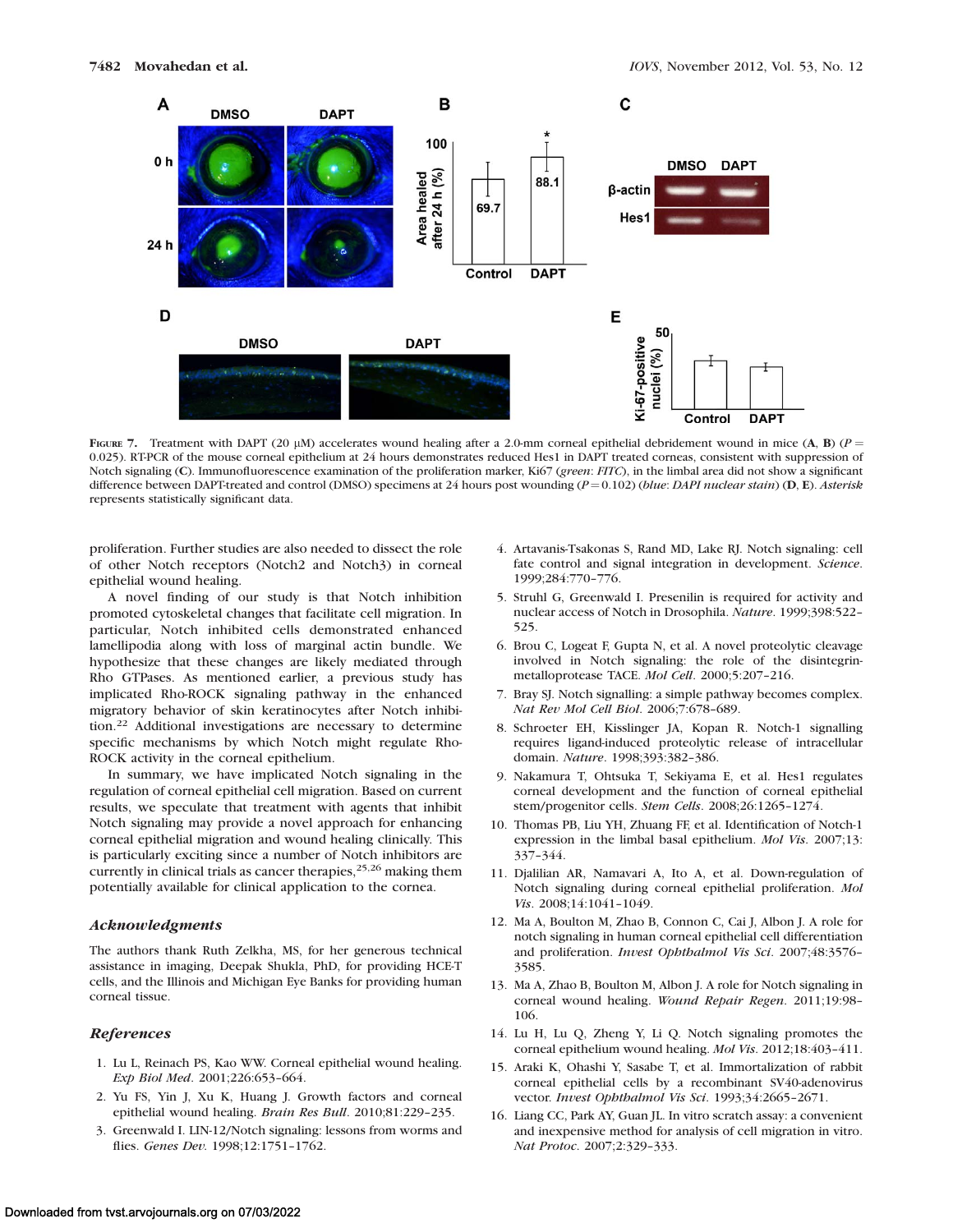**Figure 7.** Treatment with DAPT (20 μM) accelerates wound healing after a 2.0-mm corneal epithelial debridement wound in mice (**A**, **B**) ($P = 0.025$). RT-PCR of the mouse corneal epithelium at 24 hours demonstrates reduced Hes1 in DAPT treated corneas, consistent with suppression of Notch signaling (**C**). Immunofluorescence examination of the proliferation marker, Ki67 (*green*: *FITC*), in the limbal area did not show a significant difference between DAPT-treated and control (DMSO) specimens at 24 hours post wounding ($P = 0.102$) (*blue*: *DAPI nuclear stain*) (**D**, **E**). *Asterisk* represents statistically significant data.

proliferation. Further studies are also needed to dissect the role of other Notch receptors (Notch2 and Notch3) in corneal epithelial wound healing.

A novel finding of our study is that Notch inhibition promoted cytoskeletal changes that facilitate cell migration. In particular, Notch inhibited cells demonstrated enhanced lamellipodia along with loss of marginal actin bundle. We hypothesize that these changes are likely mediated through Rho GTPases. As mentioned earlier, a previous study has implicated Rho-ROCK signaling pathway in the enhanced migratory behavior of skin keratinocytes after Notch inhibition.[22] Additional investigations are necessary to determine specific mechanisms by which Notch might regulate Rho-ROCK activity in the corneal epithelium.

In summary, we have implicated Notch signaling in the regulation of corneal epithelial cell migration. Based on current results, we speculate that treatment with agents that inhibit Notch signaling may provide a novel approach for enhancing corneal epithelial migration and wound healing clinically. This is particularly exciting since a number of Notch inhibitors are currently in clinical trials as cancer therapies,[25,26] making them potentially available for clinical application to the cornea.

### *Acknowledgments*

The authors thank Ruth Zelkha, MS, for her generous technical assistance in imaging, Deepak Shukla, PhD, for providing HCE-T cells, and the Illinois and Michigan Eye Banks for providing human corneal tissue.

### *References*

1. Lu L, Reinach PS, Kao WW. Corneal epithelial wound healing. *Exp Biol Med*. 2001;226:653–664.
2. Yu FS, Yin J, Xu K, Huang J. Growth factors and corneal epithelial wound healing. *Brain Res Bull*. 2010;81:229–235.
3. Greenwald I. LIN-12/Notch signaling: lessons from worms and flies. *Genes Dev*. 1998;12:1751–1762.
4. Artavanis-Tsakonas S, Rand MD, Lake RJ. Notch signaling: cell fate control and signal integration in development. *Science*. 1999;284:770–776.
5. Struhl G, Greenwald I. Presenilin is required for activity and nuclear access of Notch in Drosophila. *Nature*. 1999;398:522–525.
6. Brou C, Logeat F, Gupta N, et al. A novel proteolytic cleavage involved in Notch signaling: the role of the disintegrin-metalloprotease TACE. *Mol Cell*. 2000;5:207–216.
7. Bray SJ. Notch signalling: a simple pathway becomes complex. *Nat Rev Mol Cell Biol*. 2006;7:678–689.
8. Schroeter EH, Kisslinger JA, Kopan R. Notch-1 signalling requires ligand-induced proteolytic release of intracellular domain. *Nature*. 1998;393:382–386.
9. Nakamura T, Ohtsuka T, Sekiyama E, et al. Hes1 regulates corneal development and the function of corneal epithelial stem/progenitor cells. *Stem Cells*. 2008;26:1265–1274.
10. Thomas PB, Liu YH, Zhuang FF, et al. Identification of Notch-1 expression in the limbal basal epithelium. *Mol Vis*. 2007;13:337–344.
11. Djalilian AR, Namavari A, Ito A, et al. Down-regulation of Notch signaling during corneal epithelial proliferation. *Mol Vis*. 2008;14:1041–1049.
12. Ma A, Boulton M, Zhao B, Connon C, Cai J, Albon J. A role for notch signaling in human corneal epithelial cell differentiation and proliferation. *Invest Ophthalmol Vis Sci*. 2007;48:3576–3585.
13. Ma A, Zhao B, Boulton M, Albon J. A role for Notch signaling in corneal wound healing. *Wound Repair Regen*. 2011;19:98–106.
14. Lu H, Lu Q, Zheng Y, Li Q. Notch signaling promotes the corneal epithelium wound healing. *Mol Vis*. 2012;18:403–411.
15. Araki K, Ohashi Y, Sasabe T, et al. Immortalization of rabbit corneal epithelial cells by a recombinant SV40-adenovirus vector. *Invest Ophthalmol Vis Sci*. 1993;34:2665–2671.
16. Liang CC, Park AY, Guan JL. In vitro scratch assay: a convenient and inexpensive method for analysis of cell migration in vitro. *Nat Protoc*. 2007;2:329–333.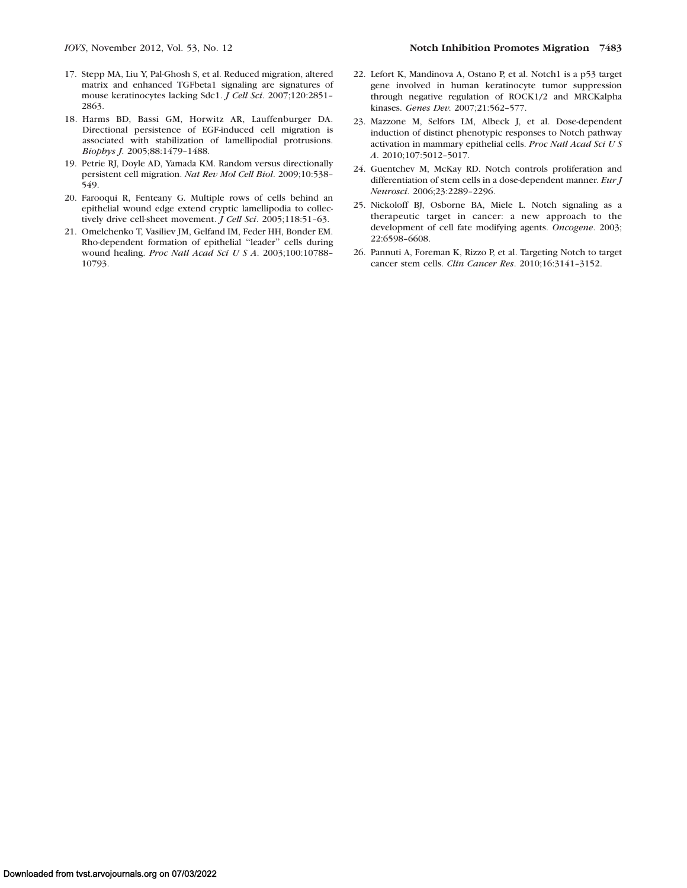17. Stepp MA, Liu Y, Pal-Ghosh S, et al. Reduced migration, altered matrix and enhanced TGFbeta1 signaling are signatures of mouse keratinocytes lacking Sdc1. *J Cell Sci*. 2007;120:2851–2863.
18. Harms BD, Bassi GM, Horwitz AR, Lauffenburger DA. Directional persistence of EGF-induced cell migration is associated with stabilization of lamellipodial protrusions. *Biophys J*. 2005;88:1479–1488.
19. Petrie RJ, Doyle AD, Yamada KM. Random versus directionally persistent cell migration. *Nat Rev Mol Cell Biol*. 2009;10:538–549.
20. Farooqui R, Fenteany G. Multiple rows of cells behind an epithelial wound edge extend cryptic lamellipodia to collectively drive cell-sheet movement. *J Cell Sci*. 2005;118:51–63.
21. Omelchenko T, Vasiliev JM, Gelfand IM, Feder HH, Bonder EM. Rho-dependent formation of epithelial "leader" cells during wound healing. *Proc Natl Acad Sci U S A*. 2003;100:10788–10793.
22. Lefort K, Mandinova A, Ostano P, et al. Notch1 is a p53 target gene involved in human keratinocyte tumor suppression through negative regulation of ROCK1/2 and MRCKalpha kinases. *Genes Dev*. 2007;21:562–577.
23. Mazzone M, Selfors LM, Albeck J, et al. Dose-dependent induction of distinct phenotypic responses to Notch pathway activation in mammary epithelial cells. *Proc Natl Acad Sci U S A*. 2010;107:5012–5017.
24. Guentchev M, McKay RD. Notch controls proliferation and differentiation of stem cells in a dose-dependent manner. *Eur J Neurosci*. 2006;23:2289–2296.
25. Nickoloff BJ, Osborne BA, Miele L. Notch signaling as a therapeutic target in cancer: a new approach to the development of cell fate modifying agents. *Oncogene*. 2003;22:6598–6608.
26. Pannuti A, Foreman K, Rizzo P, et al. Targeting Notch to target cancer stem cells. *Clin Cancer Res*. 2010;16:3141–3152.